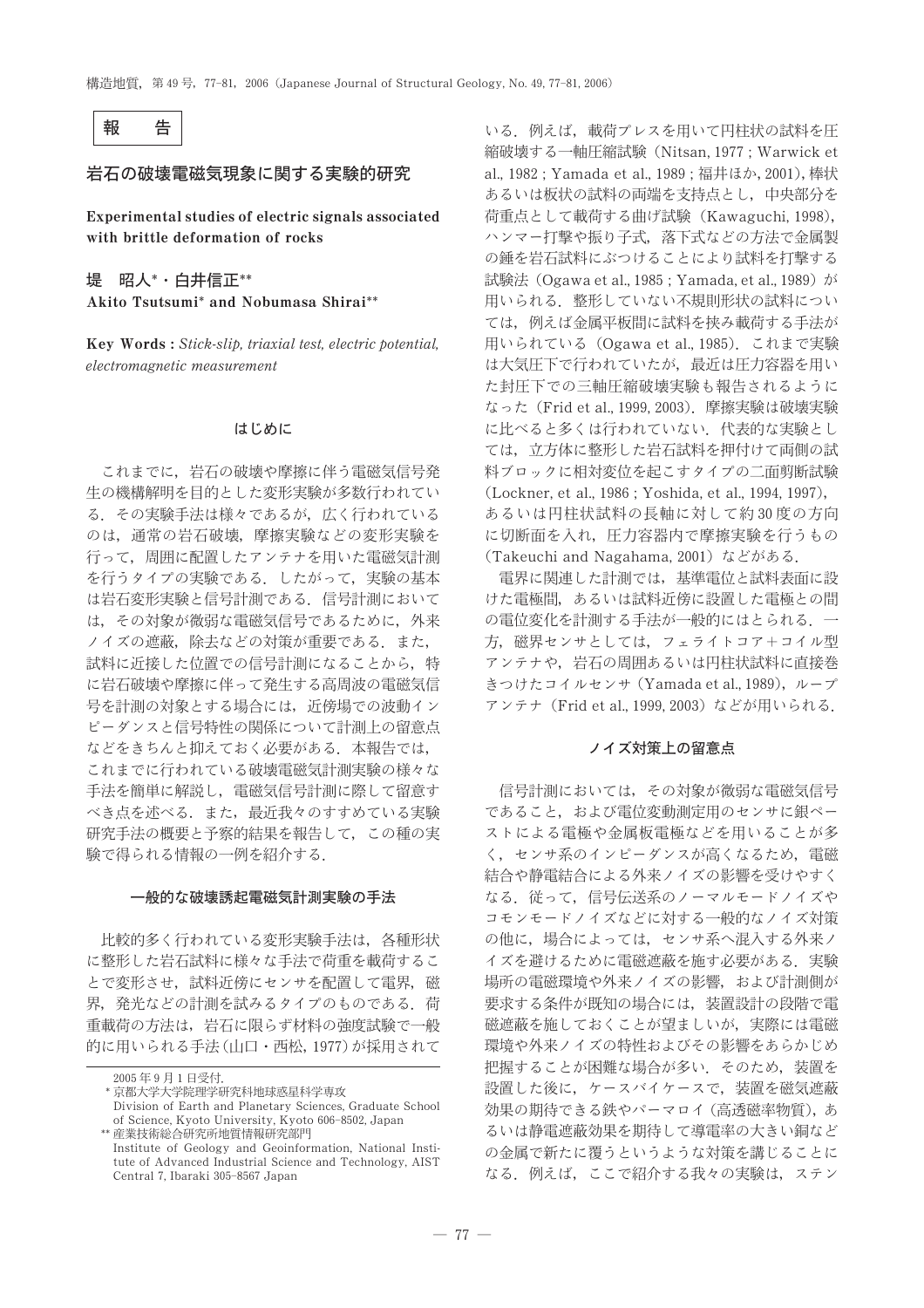**報　告**

# 岩石の破壊電磁気現象に関する実験的研究

**Experimental studies of electric signals associated with brittle deformation of rocks**

**堤　昭人[*]・白井信正[**]**
**Akito Tsutsumi[*] and Nobumasa Shirai[**]**

**Key Words :** *Stick-slip, triaxial test, electric potential, electromagnetic measurement*

## はじめに

これまでに，岩石の破壊や摩擦に伴う電磁気信号発生の機構解明を目的とした変形実験が多数行われている．その実験手法は様々であるが，広く行われているのは，通常の岩石破壊，摩擦実験などの変形実験を行って，周囲に配置したアンテナを用いた電磁気計測を行うタイプの実験である．したがって，実験の基本は岩石変形実験と信号計測である．信号計測においては，その対象が微弱な電磁気信号であるために，外来ノイズの遮蔽，除去などの対策が重要である．また，試料に近接した位置での信号計測になることから，特に岩石破壊や摩擦に伴って発生する高周波の電磁気信号を計測の対象とする場合には，近傍場での波動インピーダンスと信号特性の関係について計測上の留意点などをきちんと抑えておく必要がある．本報告では，これまでに行われている破壊電磁気計測実験の様々な手法を簡単に解説し，電磁気信号計測に際して留意すべき点を述べる．また，最近我々のすすめている実験研究手法の概要と予察的結果を報告して，この種の実験で得られる情報の一例を紹介する．

## 一般的な破壊誘起電磁気計測実験の手法

比較的多く行われている変形実験手法は，各種形状に整形した岩石試料に様々な手法で荷重を載荷することで変形させ，試料近傍にセンサを配置して電界，磁界，発光などの計測を試みるタイプのものである．荷重載荷の方法は，岩石に限らず材料の強度試験で一般的に用いられる手法（山口・西松, 1977）が採用されている．例えば，載荷プレスを用いて円柱状の試料を圧縮破壊する一軸圧縮試験（Nitsan, 1977 ; Warwick et al., 1982 ; Yamada et al., 1989 ; 福井ほか, 2001），棒状あるいは板状の試料の両端を支持点とし，中央部分を荷重点として載荷する曲げ試験（Kawaguchi, 1998），ハンマー打撃や振り子式，落下式などの方法で金属製の錘を岩石試料にぶつけることにより試料を打撃する試験法（Ogawa et al., 1985 ; Yamada, et al., 1989）が用いられる．整形していない不規則形状の試料については，例えば金属平板間に試料を挟み載荷する手法が用いられている（Ogawa et al., 1985）．これまで実験は大気圧下で行われていたが，最近は圧力容器を用いた封圧下での三軸圧縮破壊実験も報告されるようになった（Frid et al., 1999, 2003）．摩擦実験は破壊実験に比べると多くは行われていない．代表的な実験としては，立方体に整形した岩石試料を押付けて両側の試料ブロックに相対変位を起こすタイプの二面剪断試験（Lockner, et al., 1986 ; Yoshida, et al., 1994, 1997），あるいは円柱状試料の長軸に対して約30度の方向に切断面を入れ，圧力容器内で摩擦実験を行うもの（Takeuchi and Nagahama, 2001）などがある．

電界に関連した計測では，基準電位と試料表面に設けた電極間，あるいは試料近傍に設置した電極との間の電位変化を計測する手法が一般的にはとられる．一方，磁界センサとしては，フェライトコア＋コイル型アンテナや，岩石の周囲あるいは円柱状試料に直接巻きつけたコイルセンサ（Yamada et al., 1989），ループアンテナ（Frid et al., 1999, 2003）などが用いられる．

## ノイズ対策上の留意点

信号計測においては，その対象が微弱な電磁気信号であること，および電位変動測定用のセンサに銀ペーストによる電極や金属板電極などを用いることが多く，センサ系のインピーダンスが高くなるため，電磁結合や静電結合による外来ノイズの影響を受けやすくなる．従って，信号伝送系のノーマルモードノイズやコモンモードノイズなどに対する一般的なノイズ対策の他に，場合によっては，センサ系へ混入する外来ノイズを避けるために電磁遮蔽を施す必要がある．実験場所の電磁環境や外来ノイズの影響，および計測側が要求する条件が既知の場合には，装置設計の段階で電磁遮蔽を施しておくことが望ましいが，実際には電磁環境や外来ノイズの特性およびその影響をあらかじめ把握することが困難な場合が多い．そのため，装置を設置した後に，ケースバイケースで，装置を磁気遮蔽効果の期待できる鉄やパーマロイ（高透磁率物質），あるいは静電遮蔽効果を期待して導電率の大きい銅などの金属で新たに覆うというような対策を講じることになる．例えば，ここで紹介する我々の実験は，ステン

---

2005年9月1日受付．

[*] 京都大学大学院理学研究科地球惑星科学専攻
Division of Earth and Planetary Sciences, Graduate School of Science, Kyoto University, Kyoto 606-8502, Japan

[**] 産業技術総合研究所地質情報研究部門
Institute of Geology and Geoinformation, National Institute of Advanced Industrial Science and Technology, AIST Central 7, Ibaraki 305-8567 Japan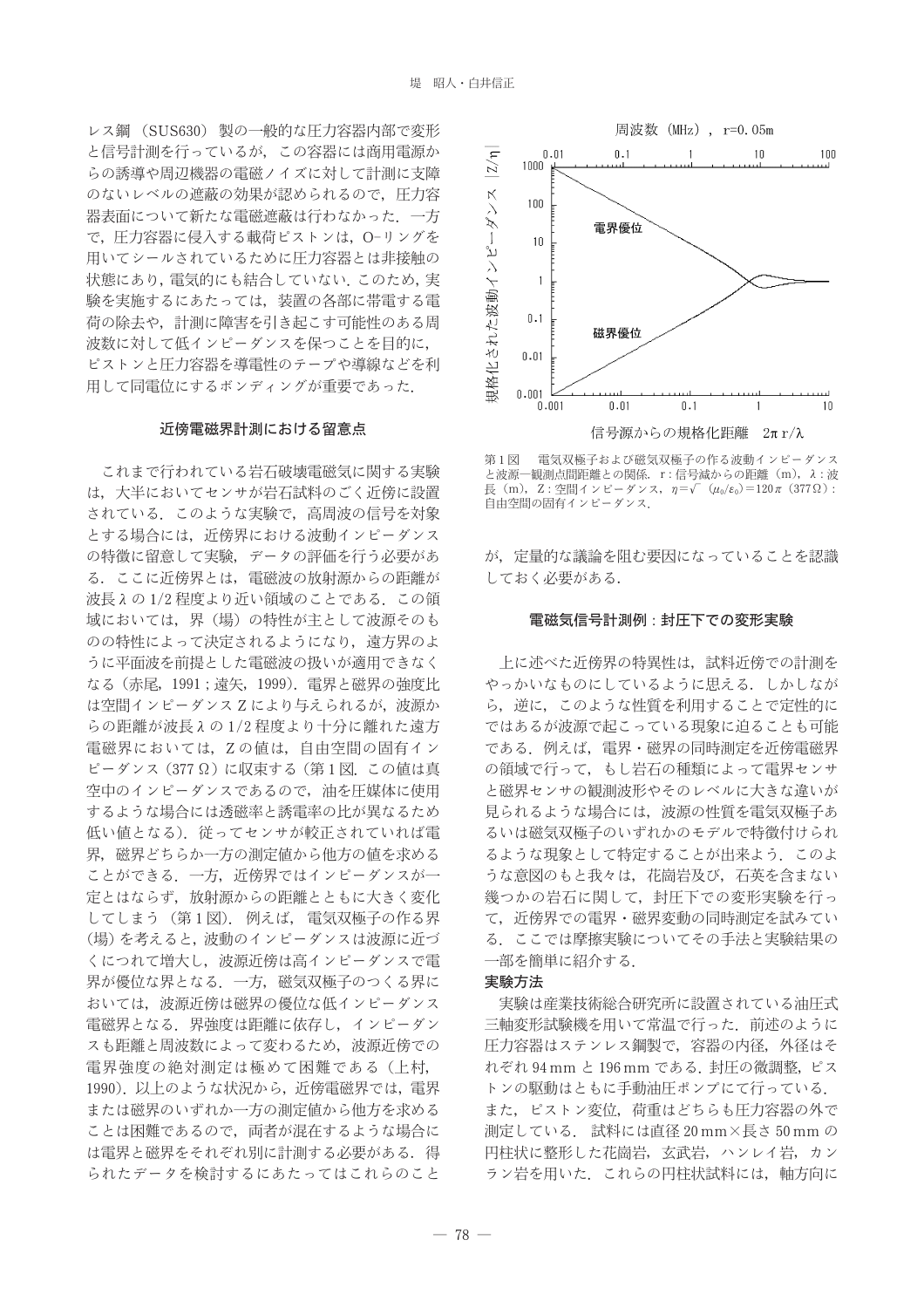レス鋼（SUS630）製の一般的な圧力容器内部で変形と信号計測を行っているが，この容器には商用電源からの誘導や周辺機器の電磁ノイズに対して計測に支障のないレベルの遮蔽の効果が認められるので，圧力容器表面について新たな電磁遮蔽は行わなかった．一方で，圧力容器に侵入する載荷ピストンは，O-リングを用いてシールされているために圧力容器とは非接触の状態にあり，電気的にも結合していない．このため，実験を実施するにあたっては，装置の各部に帯電する電荷の除去や，計測に障害を引き起こす可能性のある周波数に対して低インピーダンスを保つことを目的に，ピストンと圧力容器を導電性のテープや導線などを利用して同電位にするボンディングが重要であった．

## 近傍電磁界計測における留意点

これまで行われている岩石破壊電磁気に関する実験は，大半においてセンサが岩石試料のごく近傍に設置されている．このような実験で，高周波の信号を対象とする場合には，近傍界における波動インピーダンスの特徴に留意して実験，データの評価を行う必要がある．ここに近傍界とは，電磁波の放射源からの距離が波長 $\lambda$ の 1/2 程度より近い領域のことである．この領域においては，界（場）の特性が主として波源そのものの特性によって決定されるようになり，遠方界のように平面波を前提とした電磁波の扱いが適用できなくなる（赤尾，1991；遠矢，1999）．電界と磁界の強度比は空間インピーダンス Z により与えられるが，波源からの距離が波長 $\lambda$ の 1/2 程度より十分に離れた遠方電磁界においては，Z の値は，自由空間の固有インピーダンス（377 Ω）に収束する（第1図．この値は真空中のインピーダンスであるので，油を圧媒体に使用するような場合には透磁率と誘電率の比が異なるため低い値となる）．従ってセンサが較正されていれば電界，磁界どちらか一方の測定値から他方の値を求めることができる．一方，近傍界ではインピーダンスが一定とはならず，放射源からの距離とともに大きく変化してしまう（第1図）．例えば，電気双極子の作る界（場）を考えると，波動のインピーダンスは波源に近づくにつれて増大し，波源近傍は高インピーダンスで電界が優位な界となる．一方，磁気双極子のつくる界においては，波源近傍は磁界の優位な低インピーダンス電磁界となる．界強度は距離に依存し，インピーダンスも距離と周波数によって変わるため，波源近傍での電界強度の絶対測定は極めて困難である（上村，1990）．以上のような状況から，近傍電磁界では，電界または磁界のいずれか一方の測定値から他方を求めることは困難であるので，両者が混在するような場合には電界と磁界をそれぞれ別に計測する必要がある．得られたデータを検討するにあたってはこれらのことが，定量的な議論を阻む要因になっていることを認識しておく必要がある．

第1図　電気双極子および磁気双極子の作る波動インピーダンスと波源—観測点間距離との関係．r：信号減からの距離（m），$\lambda$：波長（m），Z：空間インピーダンス，$\eta=\sqrt{(\mu_0/\varepsilon_0)}=120\pi$（377 Ω）：自由空間の固有インピーダンス．

## 電磁気信号計測例：封圧下での変形実験

上に述べた近傍界の特異性は，試料近傍での計測をやっかいなものにしているように思える．しかしながら，逆に，このような性質を利用することで定性的にではあるが波源で起こっている現象に迫ることも可能である．例えば，電界・磁界の同時測定を近傍電磁界の領域で行って，もし岩石の種類によって電界センサと磁界センサの観測波形やそのレベルに大きな違いが見られるような場合には，波源の性質を電気双極子あるいは磁気双極子のいずれかのモデルで特徴付けられるような現象として特定することが出来よう．このような意図のもと我々は，花崗岩及び，石英を含まない幾つかの岩石に関して，封圧下での変形実験を行って，近傍界での電界・磁界変動の同時測定を試みている．ここでは摩擦実験についてその手法と実験結果の一部を簡単に紹介する．

### 実験方法

実験は産業技術総合研究所に設置されている油圧式三軸変形試験機を用いて常温で行った．前述のように圧力容器はステンレス鋼製で，容器の内径，外径はそれぞれ 94 mm と 196 mm である．封圧の微調整，ピストンの駆動はともに手動油圧ポンプにて行っている．また，ピストン変位，荷重はどちらも圧力容器の外で測定している．試料には直径 20 mm×長さ 50 mm の円柱状に整形した花崗岩，玄武岩，ハンレイ岩，カンラン岩を用いた．これらの円柱状試料には，軸方向に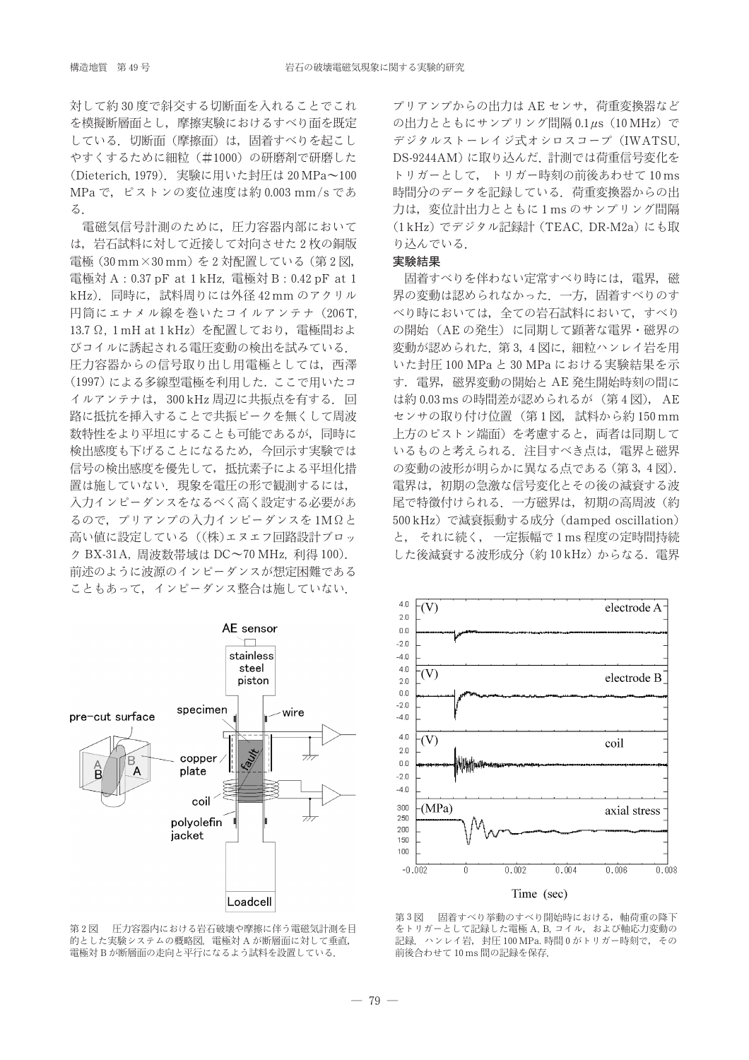対して約30度で斜交する切断面を入れることでこれを模擬断層面とし，摩擦実験におけるすべり面を既定している．切断面（摩擦面）は，固着すべりを起こしやすくするために細粒（#1000）の研磨剤で研磨した（Dieterich, 1979）．実験に用いた封圧は20 MPa〜100 MPaで，ピストンの変位速度は約0.003 mm/sである．

電磁気信号計測のために，圧力容器内部においては，岩石試料に対して近接して対向させた2枚の銅版電極（30 mm×30 mm）を2対配置している（第2図，電極対A：0.37 pF at 1 kHz，電極対B：0.42 pF at 1 kHz）．同時に，試料周りには外径42 mmのアクリル円筒にエナメル線を巻いたコイルアンテナ（206T，13.7 Ω，1 mH at 1 kHz）を配置しており，電極間およびコイルに誘起される電圧変動の検出を試みている．圧力容器からの信号取り出し用電極としては，西澤（1997）による多線型電極を利用した．ここで用いたコイルアンテナは，300 kHz周辺に共振点を有する．回路に抵抗を挿入することで共振ピークを無くして周波数特性をより平坦にすることも可能であるが，同時に検出感度も下げることになるため，今回示す実験では信号の検出感度を優先して，抵抗素子による平坦化措置は施していない．現象を電圧の形で観測するには，入力インピーダンスをなるべく高く設定する必要があるので，プリアンプの入力インピーダンスを1 MΩと高い値に設定している（(株)エヌエフ回路設計ブロックBX-31A，周波数帯域はDC〜70 MHz，利得100）．前述のように波源のインピーダンスが想定困難であることもあって，インピーダンス整合は施していない．

第2図　圧力容器内における岩石破壊や摩擦に伴う電磁気計測を目的とした実験システムの概略図．電極対Aが断層面に対して垂直，電極対Bが断層面の走向と平行になるよう試料を設置している．

プリアンプからの出力はAEセンサ，荷重変換器などの出力とともにサンプリング間隔0.1 μs（10 MHz）でデジタルストーレイジ式オシロスコープ（IWATSU, DS-9244AM）に取り込んだ．計測では荷重信号変化をトリガーとして，トリガー時刻の前後あわせて10 ms時間分のデータを記録している．荷重変換器からの出力は，変位計出力とともに1 msのサンプリング間隔（1 kHz）でデジタル記録計（TEAC, DR-M2a）にも取り込んでいる．

**実験結果**

固着すべりを伴わない定常すべり時には，電界，磁界の変動は認められなかった．一方，固着すべりのすべり時においては，全ての岩石試料において，すべりの開始（AEの発生）に同期して顕著な電界・磁界の変動が認められた．第3，4図に，細粒ハンレイ岩を用いた封圧100 MPaと30 MPaにおける実験結果を示す．電界，磁界変動の開始とAE発生開始時刻の間には約0.03 msの時間差が認められるが（第4図），AEセンサの取り付け位置（第1図，試料から約150 mm上方のピストン端面）を考慮すると，両者は同期しているものと考えられる．注目すべき点は，電界と磁界の変動の波形が明らかに異なる点である（第3，4図）．電界は，初期の急激な信号変化とその後の減衰する波尾で特徴付けられる．一方磁界は，初期の高周波（約500 kHz）で減衰振動する成分（damped oscillation）と，それに続く，一定振幅で1 ms程度の定時間持続した後減衰する波形成分（約10 kHz）からなる．電界

第3図　固着すべり挙動のすべり開始時における，軸荷重の降下をトリガーとして記録した電極A, B, コイル，および軸応力変動の記録．ハンレイ岩，封圧100 MPa．時間0がトリガー時刻で，その前後合わせて10 ms間の記録を保存．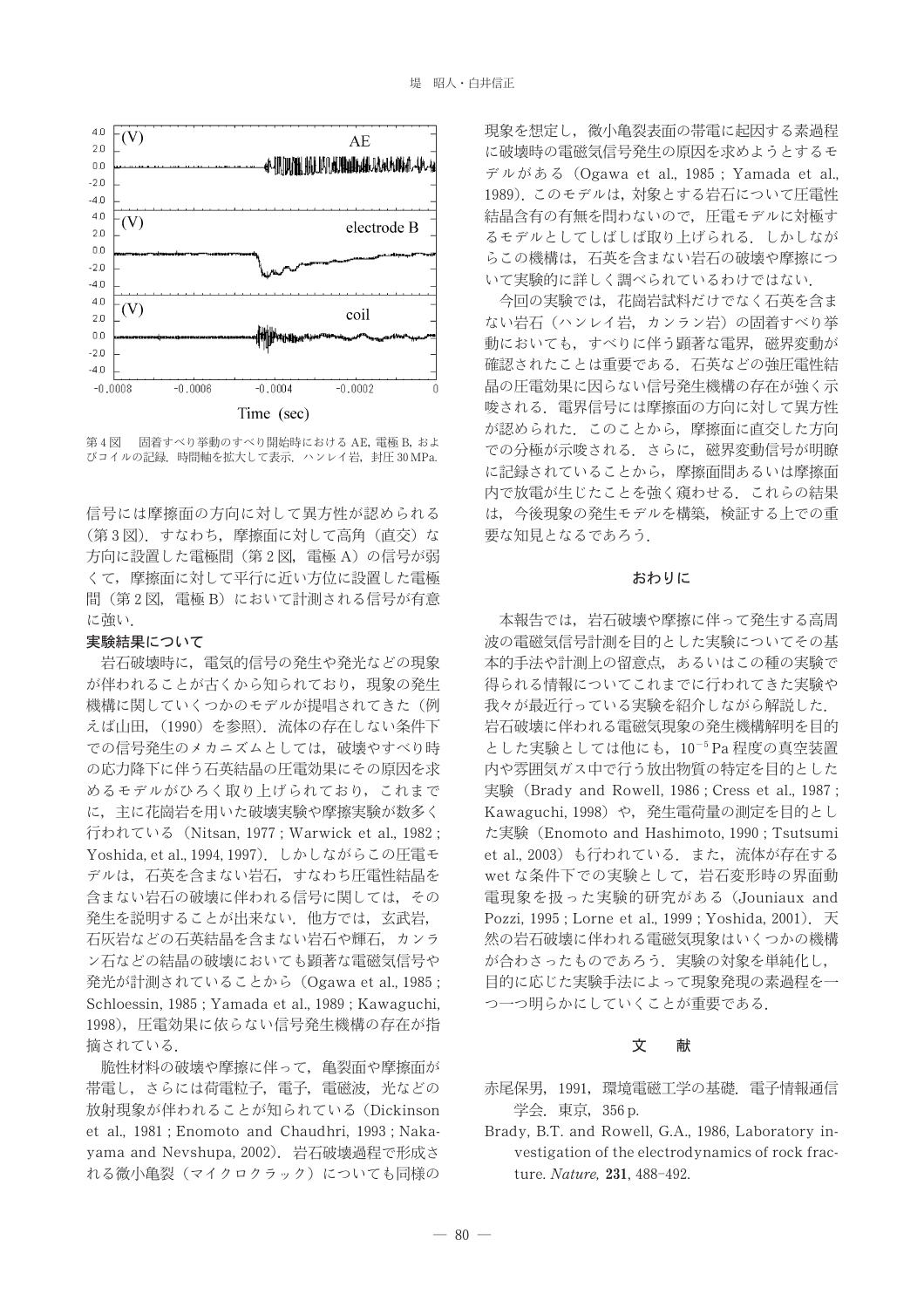第4図　固着すべり挙動のすべり開始時における AE, 電極 B, およびコイルの記録．時間軸を拡大して表示．ハンレイ岩，封圧 30 MPa.

信号には摩擦面の方向に対して異方性が認められる（第3図）．すなわち，摩擦面に対して高角（直交）な方向に設置した電極間（第2図，電極 A）の信号が弱くて，摩擦面に対して平行に近い方位に設置した電極間（第2図，電極 B）において計測される信号が有意に強い．

**実験結果について**

岩石破壊時に，電気的信号の発生や発光などの現象が伴われることが古くから知られており，現象の発生機構に関していくつかのモデルが提唱されてきた（例えば山田，(1990）を参照）．流体の存在しない条件下での信号発生のメカニズムとしては，破壊やすべり時の応力降下に伴う石英結晶の圧電効果にその原因を求めるモデルがひろく取り上げられており，これまでに，主に花崗岩を用いた破壊実験や摩擦実験が数多く行われている（Nitsan, 1977 ; Warwick et al., 1982 ; Yoshida, et al., 1994, 1997）．しかしながらこの圧電モデルは，石英を含まない岩石，すなわち圧電性結晶を含まない岩石の破壊に伴われる信号に関しては，その発生を説明することが出来ない．他方では，玄武岩，石灰岩などの石英結晶を含まない岩石や輝石，カンラン石などの結晶の破壊においても顕著な電磁気信号や発光が計測されていることから（Ogawa et al., 1985 ; Schloessin, 1985 ; Yamada et al., 1989 ; Kawaguchi, 1998），圧電効果に依らない信号発生機構の存在が指摘されている．

脆性材料の破壊や摩擦に伴って，亀裂面や摩擦面が帯電し，さらには荷電粒子，電子，電磁波，光などの放射現象が伴われることが知られている（Dickinson et al., 1981 ; Enomoto and Chaudhri, 1993 ; Nakayama and Nevshupa, 2002）．岩石破壊過程で形成される微小亀裂（マイクロクラック）についても同様の現象を想定し，微小亀裂表面の帯電に起因する素過程に破壊時の電磁気信号発生の原因を求めようとするモデルがある（Ogawa et al., 1985 ; Yamada et al., 1989）．このモデルは，対象とする岩石について圧電性結晶含有の有無を問わないので，圧電モデルに対極するモデルとしてしばしば取り上げられる．しかしながらこの機構は，石英を含まない岩石の破壊や摩擦について実験的に詳しく調べられているわけではない．

今回の実験では，花崗岩試料だけでなく石英を含まない岩石（ハンレイ岩，カンラン岩）の固着すべり挙動においても，すべりに伴う顕著な電界，磁界変動が確認されたことは重要である．石英などの強圧電性結晶の圧電効果に因らない信号発生機構の存在が強く示唆される．電界信号には摩擦面の方向に対して異方性が認められた．このことから，摩擦面に直交した方向での分極が示唆される．さらに，磁界変動信号が明瞭に記録されていることから，摩擦面間あるいは摩擦面内で放電が生じたことを強く窺わせる．これらの結果は，今後現象の発生モデルを構築，検証する上での重要な知見となるであろう．

## おわりに

本報告では，岩石破壊や摩擦に伴って発生する高周波の電磁気信号計測を目的とした実験についてその基本的手法や計測上の留意点，あるいはこの種の実験で得られる情報についてこれまでに行われてきた実験や我々が最近行っている実験を紹介しながら解説した．岩石破壊に伴われる電磁気現象の発生機構解明を目的とした実験としては他にも，$10^{-5}$ Pa 程度の真空装置内や雰囲気ガス中で行う放出物質の特定を目的とした実験（Brady and Rowell, 1986 ; Cress et al., 1987 ; Kawaguchi, 1998）や，発生電荷量の測定を目的とした実験（Enomoto and Hashimoto, 1990 ; Tsutsumi et al., 2003）も行われている．また，流体が存在する wet な条件下での実験として，岩石変形時の界面動電現象を扱った実験的研究がある（Jouniaux and Pozzi, 1995 ; Lorne et al., 1999 ; Yoshida, 2001）．天然の岩石破壊に伴われる電磁気現象はいくつかの機構が合わさったものであろう．実験の対象を単純化し，目的に応じた実験手法によって現象発現の素過程を一つ一つ明らかにしていくことが重要である．

## 文　献

赤尾保男，1991，環境電磁工学の基礎．電子情報通信学会．東京，356 p.

Brady, B.T. and Rowell, G.A., 1986, Laboratory investigation of the electrodynamics of rock fracture. *Nature,* **231**, 488-492.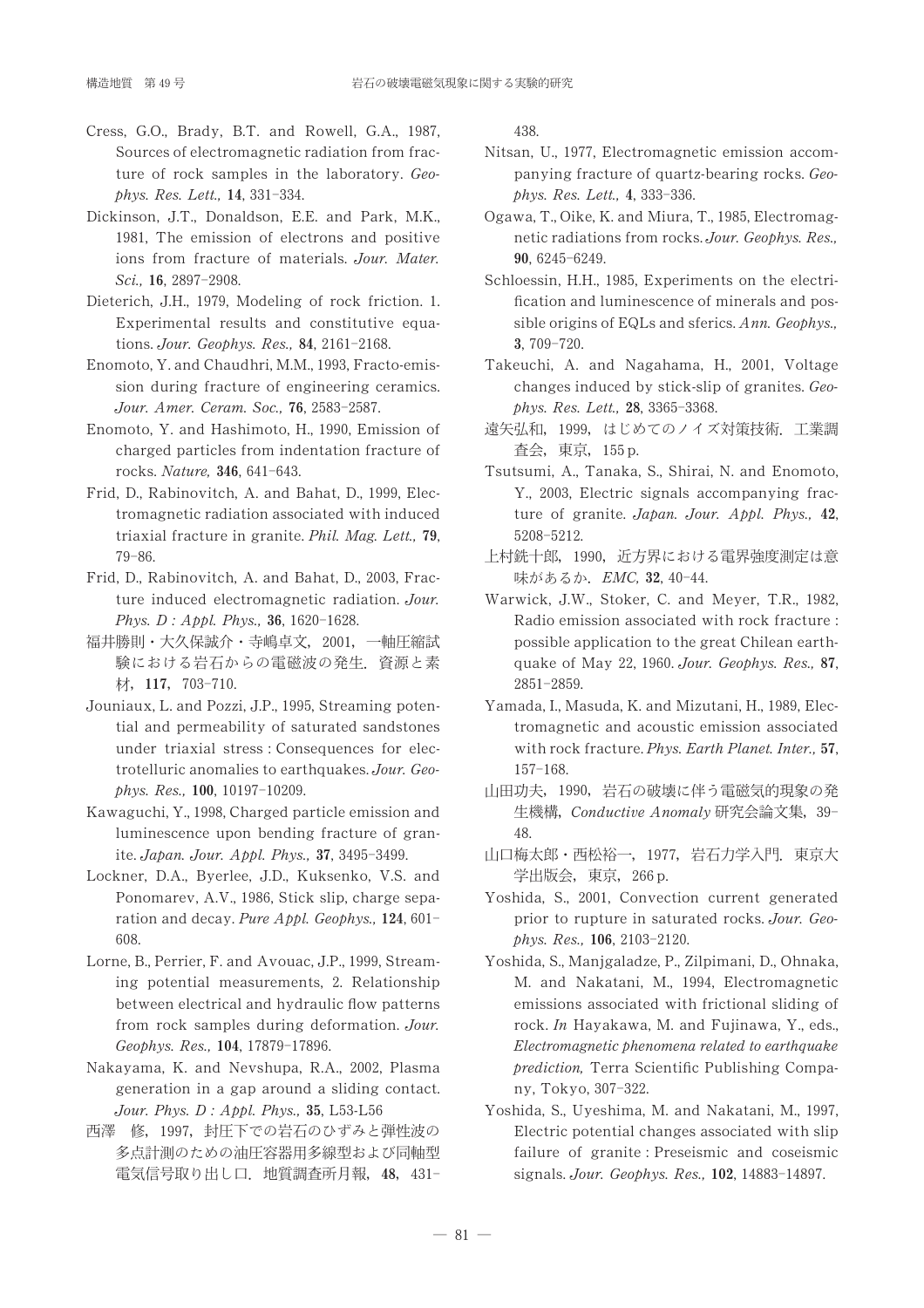Cress, G.O., Brady, B.T. and Rowell, G.A., 1987, Sources of electromagnetic radiation from fracture of rock samples in the laboratory. *Geophys. Res. Lett.,* **14**, 331–334.

Dickinson, J.T., Donaldson, E.E. and Park, M.K., 1981, The emission of electrons and positive ions from fracture of materials. *Jour. Mater. Sci.,* **16**, 2897–2908.

Dieterich, J.H., 1979, Modeling of rock friction. 1. Experimental results and constitutive equations. *Jour. Geophys. Res.,* **84**, 2161–2168.

Enomoto, Y. and Chaudhri, M.M., 1993, Fracto-emission during fracture of engineering ceramics. *Jour. Amer. Ceram. Soc.,* **76**, 2583–2587.

Enomoto, Y. and Hashimoto, H., 1990, Emission of charged particles from indentation fracture of rocks. *Nature,* **346**, 641–643.

Frid, D., Rabinovitch, A. and Bahat, D., 1999, Electromagnetic radiation associated with induced triaxial fracture in granite. *Phil. Mag. Lett.,* **79**, 79–86.

Frid, D., Rabinovitch, A. and Bahat, D., 2003, Fracture induced electromagnetic radiation. *Jour. Phys. D : Appl. Phys.,* **36**, 1620–1628.

福井勝則・大久保誠介・寺嶋卓文，2001，一軸圧縮試験における岩石からの電磁波の発生．資源と素材，**117**，703–710.

Jouniaux, L. and Pozzi, J.P., 1995, Streaming potential and permeability of saturated sandstones under triaxial stress : Consequences for electrotelluric anomalies to earthquakes. *Jour. Geophys. Res.,* **100**, 10197–10209.

Kawaguchi, Y., 1998, Charged particle emission and luminescence upon bending fracture of granite. *Japan. Jour. Appl. Phys.,* **37**, 3495–3499.

Lockner, D.A., Byerlee, J.D., Kuksenko, V.S. and Ponomarev, A.V., 1986, Stick slip, charge separation and decay. *Pure Appl. Geophys.,* **124**, 601–608.

Lorne, B., Perrier, F. and Avouac, J.P., 1999, Streaming potential measurements, 2. Relationship between electrical and hydraulic flow patterns from rock samples during deformation. *Jour. Geophys. Res.,* **104**, 17879–17896.

Nakayama, K. and Nevshupa, R.A., 2002, Plasma generation in a gap around a sliding contact. *Jour. Phys. D : Appl. Phys.,* **35**, L53-L56

西澤　修，1997，封圧下での岩石のひずみと弾性波の多点計測のための油圧容器用多線型および同軸型電気信号取り出し口．地質調査所月報，**48**，431–438.

Nitsan, U., 1977, Electromagnetic emission accompanying fracture of quartz-bearing rocks. *Geophys. Res. Lett.,* **4**, 333–336.

Ogawa, T., Oike, K. and Miura, T., 1985, Electromagnetic radiations from rocks. *Jour. Geophys. Res.,* **90**, 6245–6249.

Schloessin, H.H., 1985, Experiments on the electrification and luminescence of minerals and possible origins of EQLs and sferics. *Ann. Geophys.,* **3**, 709–720.

Takeuchi, A. and Nagahama, H., 2001, Voltage changes induced by stick-slip of granites. *Geophys. Res. Lett.,* **28**, 3365–3368.

遠矢弘和，1999，はじめてのノイズ対策技術．工業調査会，東京，155 p.

Tsutsumi, A., Tanaka, S., Shirai, N. and Enomoto, Y., 2003, Electric signals accompanying fracture of granite. *Japan. Jour. Appl. Phys.,* **42**, 5208–5212.

上村銑十郎，1990，近方界における電界強度測定は意味があるか．*EMC,* **32**, 40–44.

Warwick, J.W., Stoker, C. and Meyer, T.R., 1982, Radio emission associated with rock fracture : possible application to the great Chilean earthquake of May 22, 1960. *Jour. Geophys. Res.,* **87**, 2851–2859.

Yamada, I., Masuda, K. and Mizutani, H., 1989, Electromagnetic and acoustic emission associated with rock fracture. *Phys. Earth Planet. Inter.,* **57**, 157–168.

山田功夫，1990，岩石の破壊に伴う電磁気的現象の発生機構，*Conductive Anomaly* 研究会論文集，39–48.

山口梅太郎・西松裕一，1977，岩石力学入門．東京大学出版会，東京，266 p.

Yoshida, S., 2001, Convection current generated prior to rupture in saturated rocks. *Jour. Geophys. Res.,* **106**, 2103–2120.

Yoshida, S., Manjgaladze, P., Zilpimani, D., Ohnaka, M. and Nakatani, M., 1994, Electromagnetic emissions associated with frictional sliding of rock. *In* Hayakawa, M. and Fujinawa, Y., eds., *Electromagnetic phenomena related to earthquake prediction,* Terra Scientific Publishing Company, Tokyo, 307–322.

Yoshida, S., Uyeshima, M. and Nakatani, M., 1997, Electric potential changes associated with slip failure of granite : Preseismic and coseismic signals. *Jour. Geophys. Res.,* **102**, 14883–14897.